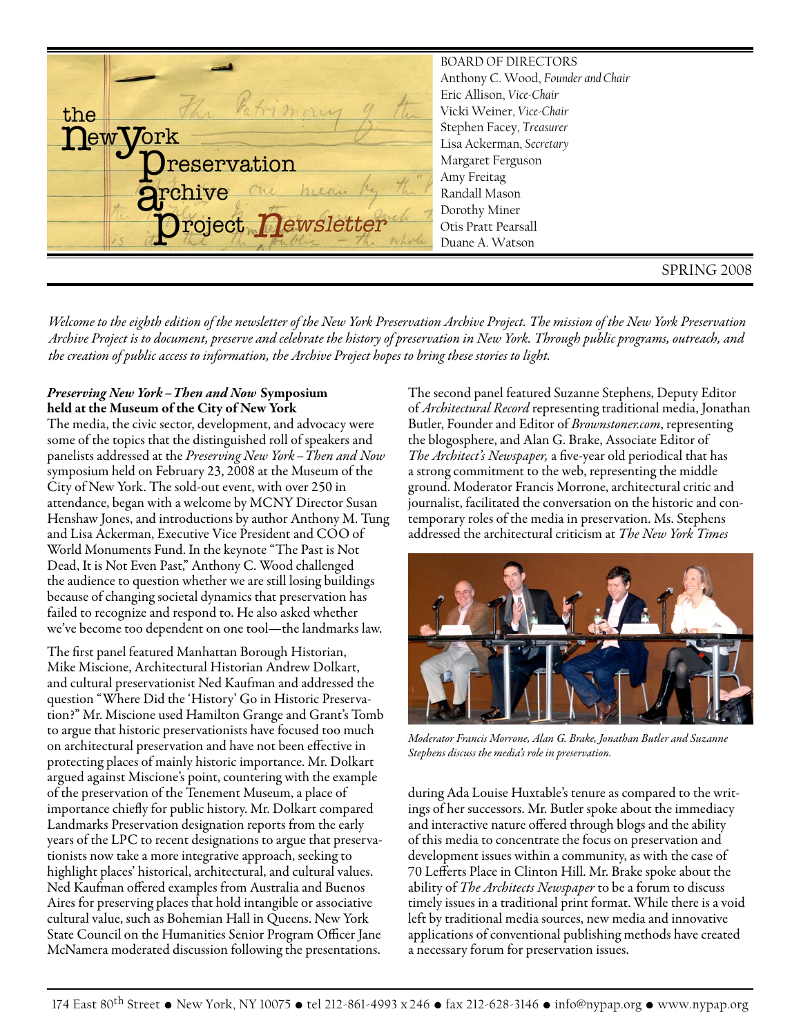# the New York Preservation Archive Project Newsletter

BOARD OF DIRECTORS
Anthony C. Wood, *Founder and Chair*
Eric Allison, *Vice-Chair*
Vicki Weiner, *Vice-Chair*
Stephen Facey, *Treasurer*
Lisa Ackerman, *Secretary*
Margaret Ferguson
Amy Freitag
Randall Mason
Dorothy Miner
Otis Pratt Pearsall
Duane A. Watson

SPRING 2008

*Welcome to the eighth edition of the newsletter of the New York Preservation Archive Project. The mission of the New York Preservation Archive Project is to document, preserve and celebrate the history of preservation in New York. Through public programs, outreach, and the creation of public access to information, the Archive Project hopes to bring these stories to light.*

## ***Preserving New York – Then and Now*** **Symposium held at the Museum of the City of New York**

The media, the civic sector, development, and advocacy were some of the topics that the distinguished roll of speakers and panelists addressed at the *Preserving New York – Then and Now* symposium held on February 23, 2008 at the Museum of the City of New York. The sold-out event, with over 250 in attendance, began with a welcome by MCNY Director Susan Henshaw Jones, and introductions by author Anthony M. Tung and Lisa Ackerman, Executive Vice President and COO of World Monuments Fund. In the keynote "The Past is Not Dead, It is Not Even Past," Anthony C. Wood challenged the audience to question whether we are still losing buildings because of changing societal dynamics that preservation has failed to recognize and respond to. He also asked whether we've become too dependent on one tool—the landmarks law.

The first panel featured Manhattan Borough Historian, Mike Miscione, Architectural Historian Andrew Dolkart, and cultural preservationist Ned Kaufman and addressed the question "Where Did the 'History' Go in Historic Preservation?" Mr. Miscione used Hamilton Grange and Grant's Tomb to argue that historic preservationists have focused too much on architectural preservation and have not been effective in protecting places of mainly historic importance. Mr. Dolkart argued against Miscione's point, countering with the example of the preservation of the Tenement Museum, a place of importance chiefly for public history. Mr. Dolkart compared Landmarks Preservation designation reports from the early years of the LPC to recent designations to argue that preservationists now take a more integrative approach, seeking to highlight places' historical, architectural, and cultural values. Ned Kaufman offered examples from Australia and Buenos Aires for preserving places that hold intangible or associative cultural value, such as Bohemian Hall in Queens. New York State Council on the Humanities Senior Program Officer Jane McNamera moderated discussion following the presentations.

The second panel featured Suzanne Stephens, Deputy Editor of *Architectural Record* representing traditional media, Jonathan Butler, Founder and Editor of *Brownstoner.com*, representing the blogosphere, and Alan G. Brake, Associate Editor of *The Architect's Newspaper,* a five-year old periodical that has a strong commitment to the web, representing the middle ground. Moderator Francis Morrone, architectural critic and journalist, facilitated the conversation on the historic and contemporary roles of the media in preservation. Ms. Stephens addressed the architectural criticism at *The New York Times* during Ada Louise Huxtable's tenure as compared to the writings of her successors. Mr. Butler spoke about the immediacy and interactive nature offered through blogs and the ability of this media to concentrate the focus on preservation and development issues within a community, as with the case of 70 Lefferts Place in Clinton Hill. Mr. Brake spoke about the ability of *The Architects Newspaper* to be a forum to discuss timely issues in a traditional print format. While there is a void left by traditional media sources, new media and innovative applications of conventional publishing methods have created a necessary forum for preservation issues.

*Moderator Francis Morrone, Alan G. Brake, Jonathan Butler and Suzanne Stephens discuss the media's role in preservation.*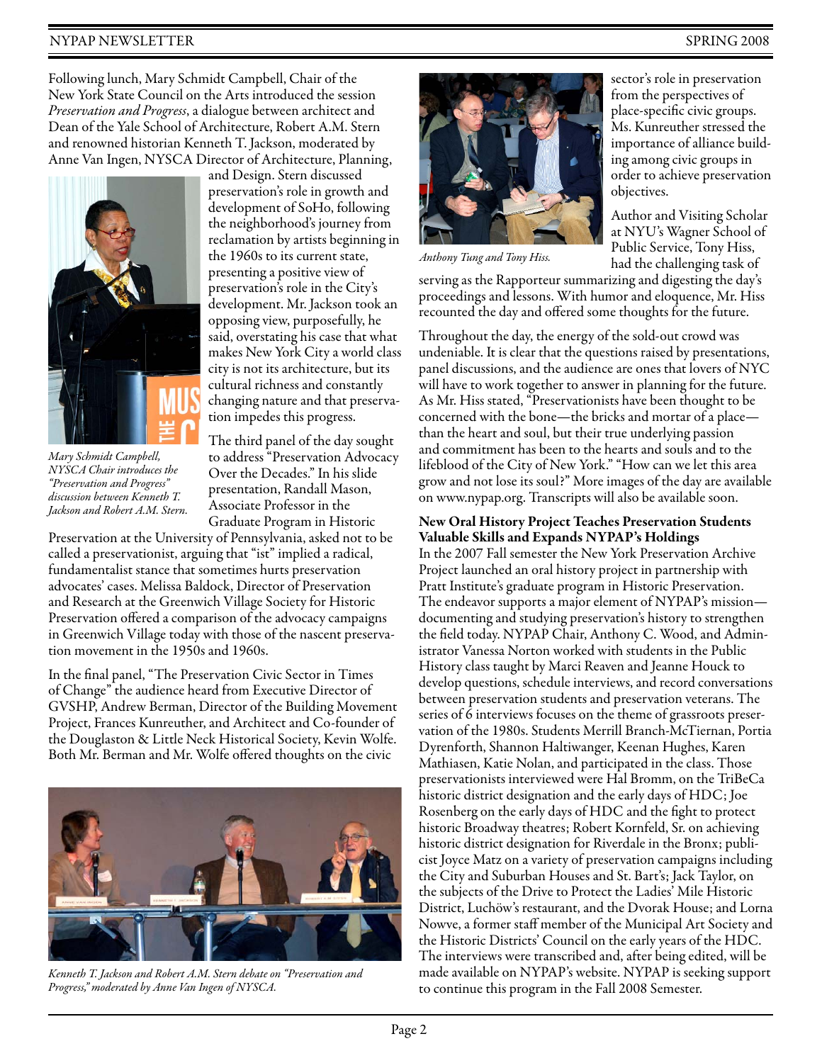Following lunch, Mary Schmidt Campbell, Chair of the New York State Council on the Arts introduced the session *Preservation and Progress*, a dialogue between architect and Dean of the Yale School of Architecture, Robert A.M. Stern and renowned historian Kenneth T. Jackson, moderated by Anne Van Ingen, NYSCA Director of Architecture, Planning, and Design. Stern discussed preservation's role in growth and development of SoHo, following the neighborhood's journey from reclamation by artists beginning in the 1960s to its current state, presenting a positive view of preservation's role in the City's development. Mr. Jackson took an opposing view, purposefully, he said, overstating his case that what makes New York City a world class city is not its architecture, but its cultural richness and constantly changing nature and that preservation impedes this progress.

*Mary Schmidt Campbell, NYSCA Chair introduces the "Preservation and Progress" discussion between Kenneth T. Jackson and Robert A.M. Stern.*

The third panel of the day sought to address "Preservation Advocacy Over the Decades." In his slide presentation, Randall Mason, Associate Professor in the Graduate Program in Historic Preservation at the University of Pennsylvania, asked not to be called a preservationist, arguing that "ist" implied a radical, fundamentalist stance that sometimes hurts preservation advocates' cases. Melissa Baldock, Director of Preservation and Research at the Greenwich Village Society for Historic Preservation offered a comparison of the advocacy campaigns in Greenwich Village today with those of the nascent preservation movement in the 1950s and 1960s.

In the final panel, "The Preservation Civic Sector in Times of Change" the audience heard from Executive Director of GVSHP, Andrew Berman, Director of the Building Movement Project, Frances Kunreuther, and Architect and Co-founder of the Douglaston & Little Neck Historical Society, Kevin Wolfe. Both Mr. Berman and Mr. Wolfe offered thoughts on the civic sector's role in preservation from the perspectives of place-specific civic groups. Ms. Kunreuther stressed the importance of alliance building among civic groups in order to achieve preservation objectives.

*Kenneth T. Jackson and Robert A.M. Stern debate on "Preservation and Progress," moderated by Anne Van Ingen of NYSCA.*

*Anthony Tung and Tony Hiss.*

Author and Visiting Scholar at NYU's Wagner School of Public Service, Tony Hiss, had the challenging task of serving as the Rapporteur summarizing and digesting the day's proceedings and lessons. With humor and eloquence, Mr. Hiss recounted the day and offered some thoughts for the future.

Throughout the day, the energy of the sold-out crowd was undeniable. It is clear that the questions raised by presentations, panel discussions, and the audience are ones that lovers of NYC will have to work together to answer in planning for the future. As Mr. Hiss stated, "Preservationists have been thought to be concerned with the bone—the bricks and mortar of a place—than the heart and soul, but their true underlying passion and commitment has been to the hearts and souls and to the lifeblood of the City of New York." "How can we let this area grow and not lose its soul?" More images of the day are available on www.nypap.org. Transcripts will also be available soon.

**New Oral History Project Teaches Preservation Students Valuable Skills and Expands NYPAP's Holdings**

In the 2007 Fall semester the New York Preservation Archive Project launched an oral history project in partnership with Pratt Institute's graduate program in Historic Preservation. The endeavor supports a major element of NYPAP's mission—documenting and studying preservation's history to strengthen the field today. NYPAP Chair, Anthony C. Wood, and Administrator Vanessa Norton worked with students in the Public History class taught by Marci Reaven and Jeanne Houck to develop questions, schedule interviews, and record conversations between preservation students and preservation veterans. The series of 6 interviews focuses on the theme of grassroots preservation of the 1980s. Students Merrill Branch-McTiernan, Portia Dyrenforth, Shannon Haltiwanger, Keenan Hughes, Karen Mathiasen, Katie Nolan, and participated in the class. Those preservationists interviewed were Hal Bromm, on the TriBeCa historic district designation and the early days of HDC; Joe Rosenberg on the early days of HDC and the fight to protect historic Broadway theatres; Robert Kornfeld, Sr. on achieving historic district designation for Riverdale in the Bronx; publicist Joyce Matz on a variety of preservation campaigns including the City and Suburban Houses and St. Bart's; Jack Taylor, on the subjects of the Drive to Protect the Ladies' Mile Historic District, Luchöw's restaurant, and the Dvorak House; and Lorna Nowve, a former staff member of the Municipal Art Society and the Historic Districts' Council on the early years of the HDC. The interviews were transcribed and, after being edited, will be made available on NYPAP's website. NYPAP is seeking support to continue this program in the Fall 2008 Semester.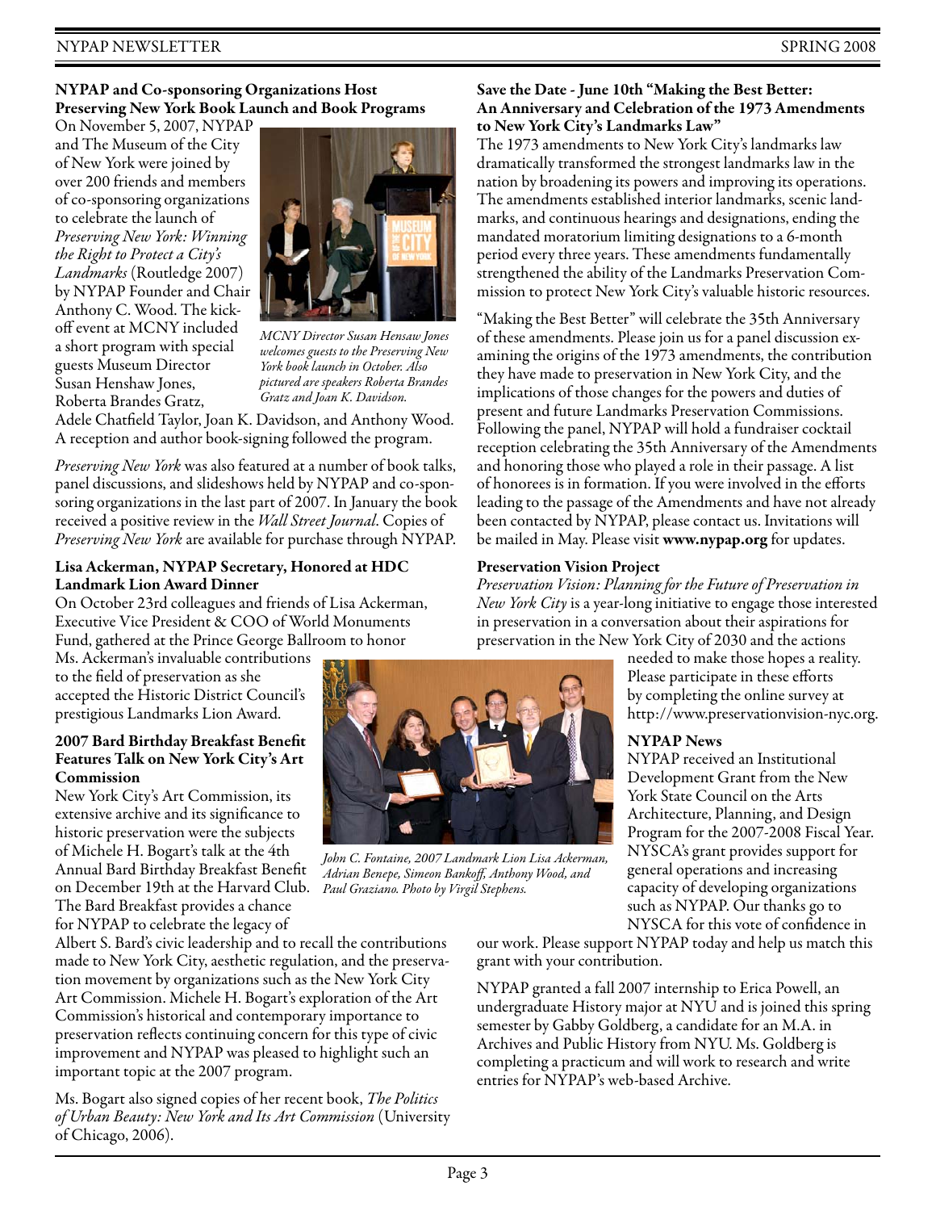### NYPAP and Co-sponsoring Organizations Host Preserving New York Book Launch and Book Programs

On November 5, 2007, NYPAP and The Museum of the City of New York were joined by over 200 friends and members of co-sponsoring organizations to celebrate the launch of *Preserving New York: Winning the Right to Protect a City's Landmarks* (Routledge 2007) by NYPAP Founder and Chair Anthony C. Wood. The kick-off event at MCNY included a short program with special guests Museum Director Susan Henshaw Jones, Roberta Brandes Gratz, Adele Chatfield Taylor, Joan K. Davidson, and Anthony Wood. A reception and author book-signing followed the program.

*MCNY Director Susan Hensaw Jones welcomes guests to the Preserving New York book launch in October. Also pictured are speakers Roberta Brandes Gratz and Joan K. Davidson.*

*Preserving New York* was also featured at a number of book talks, panel discussions, and slideshows held by NYPAP and co-sponsoring organizations in the last part of 2007. In January the book received a positive review in the *Wall Street Journal*. Copies of *Preserving New York* are available for purchase through NYPAP.

### Lisa Ackerman, NYPAP Secretary, Honored at HDC Landmark Lion Award Dinner

On October 23rd colleagues and friends of Lisa Ackerman, Executive Vice President & COO of World Monuments Fund, gathered at the Prince George Ballroom to honor Ms. Ackerman's invaluable contributions to the field of preservation as she accepted the Historic District Council's prestigious Landmarks Lion Award.

*John C. Fontaine, 2007 Landmark Lion Lisa Ackerman, Adrian Benepe, Simeon Bankoff, Anthony Wood, and Paul Graziano. Photo by Virgil Stephens.*

### 2007 Bard Birthday Breakfast Benefit Features Talk on New York City's Art Commission

New York City's Art Commission, its extensive archive and its significance to historic preservation were the subjects of Michele H. Bogart's talk at the 4th Annual Bard Birthday Breakfast Benefit on December 19th at the Harvard Club. The Bard Breakfast provides a chance for NYPAP to celebrate the legacy of Albert S. Bard's civic leadership and to recall the contributions made to New York City, aesthetic regulation, and the preservation movement by organizations such as the New York City Art Commission. Michele H. Bogart's exploration of the Art Commission's historical and contemporary importance to preservation reflects continuing concern for this type of civic improvement and NYPAP was pleased to highlight such an important topic at the 2007 program.

Ms. Bogart also signed copies of her recent book, *The Politics of Urban Beauty: New York and Its Art Commission* (University of Chicago, 2006).

### Save the Date - June 10th "Making the Best Better: An Anniversary and Celebration of the 1973 Amendments to New York City's Landmarks Law"

The 1973 amendments to New York City's landmarks law dramatically transformed the strongest landmarks law in the nation by broadening its powers and improving its operations. The amendments established interior landmarks, scenic landmarks, and continuous hearings and designations, ending the mandated moratorium limiting designations to a 6-month period every three years. These amendments fundamentally strengthened the ability of the Landmarks Preservation Commission to protect New York City's valuable historic resources.

"Making the Best Better" will celebrate the 35th Anniversary of these amendments. Please join us for a panel discussion examining the origins of the 1973 amendments, the contribution they have made to preservation in New York City, and the implications of those changes for the powers and duties of present and future Landmarks Preservation Commissions. Following the panel, NYPAP will hold a fundraiser cocktail reception celebrating the 35th Anniversary of the Amendments and honoring those who played a role in their passage. A list of honorees is in formation. If you were involved in the efforts leading to the passage of the Amendments and have not already been contacted by NYPAP, please contact us. Invitations will be mailed in May. Please visit **www.nypap.org** for updates.

### Preservation Vision Project

*Preservation Vision: Planning for the Future of Preservation in New York City* is a year-long initiative to engage those interested in preservation in a conversation about their aspirations for preservation in the New York City of 2030 and the actions needed to make those hopes a reality. Please participate in these efforts by completing the online survey at http://www.preservationvision-nyc.org.

### NYPAP News

NYPAP received an Institutional Development Grant from the New York State Council on the Arts Architecture, Planning, and Design Program for the 2007-2008 Fiscal Year. NYSCA's grant provides support for general operations and increasing capacity of developing organizations such as NYPAP. Our thanks go to NYSCA for this vote of confidence in our work. Please support NYPAP today and help us match this grant with your contribution.

NYPAP granted a fall 2007 internship to Erica Powell, an undergraduate History major at NYU and is joined this spring semester by Gabby Goldberg, a candidate for an M.A. in Archives and Public History from NYU. Ms. Goldberg is completing a practicum and will work to research and write entries for NYPAP's web-based Archive.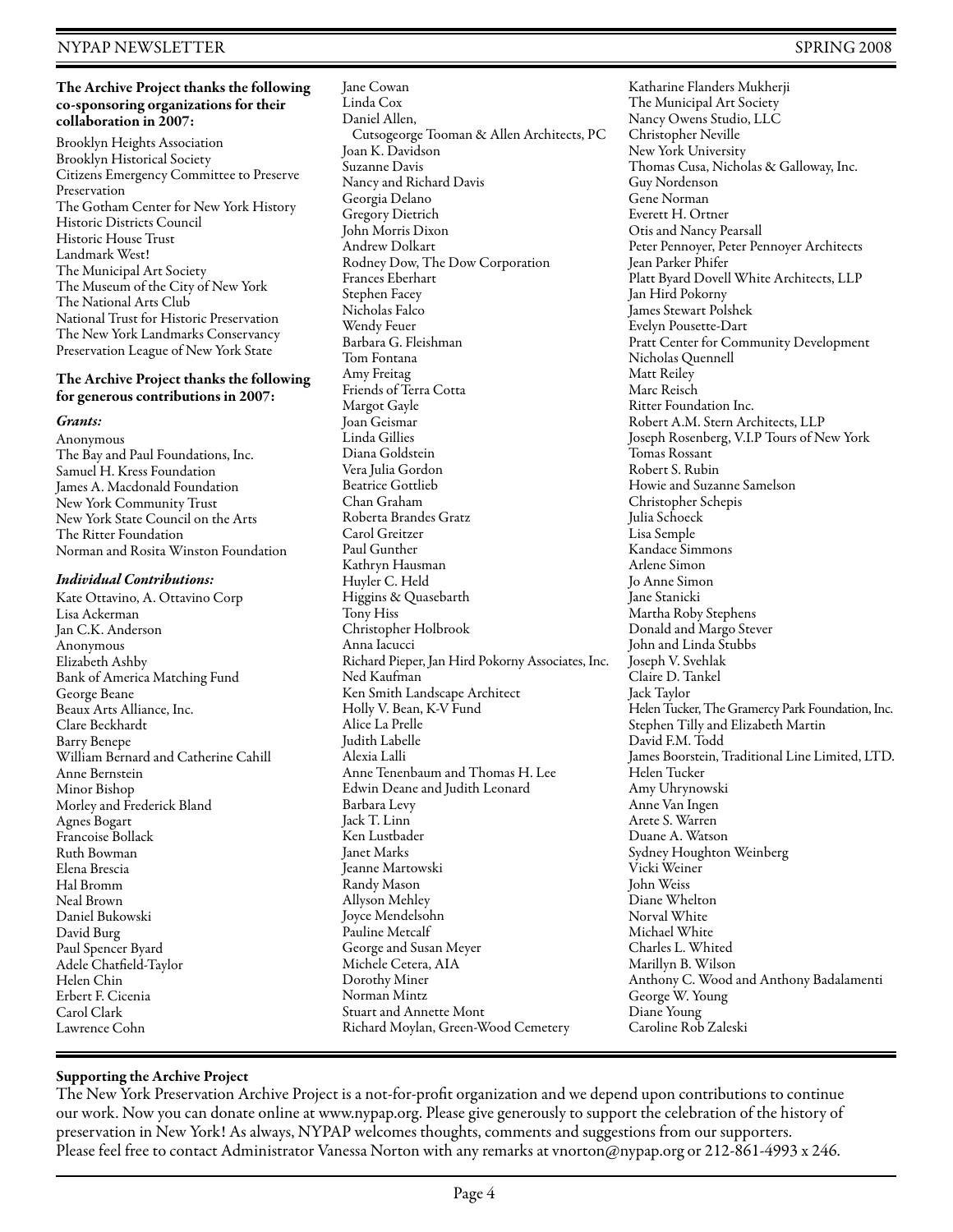**The Archive Project thanks the following co-sponsoring organizations for their collaboration in 2007:**

Brooklyn Heights Association
Brooklyn Historical Society
Citizens Emergency Committee to Preserve Preservation
The Gotham Center for New York History
Historic Districts Council
Historic House Trust
Landmark West!
The Municipal Art Society
The Museum of the City of New York
The National Arts Club
National Trust for Historic Preservation
The New York Landmarks Conservancy
Preservation League of New York State

**The Archive Project thanks the following for generous contributions in 2007:**

***Grants:***

Anonymous
The Bay and Paul Foundations, Inc.
Samuel H. Kress Foundation
James A. Macdonald Foundation
New York Community Trust
New York State Council on the Arts
The Ritter Foundation
Norman and Rosita Winston Foundation

***Individual Contributions:***

Kate Ottavino, A. Ottavino Corp
Lisa Ackerman
Jan C.K. Anderson
Anonymous
Elizabeth Ashby
Bank of America Matching Fund
George Beane
Beaux Arts Alliance, Inc.
Clare Beckhardt
Barry Benepe
William Bernard and Catherine Cahill
Anne Bernstein
Minor Bishop
Morley and Frederick Bland
Agnes Bogart
Francoise Bollack
Ruth Bowman
Elena Brescia
Hal Bromm
Neal Brown
Daniel Bukowski
David Burg
Paul Spencer Byard
Adele Chatfield-Taylor
Helen Chin
Erbert F. Cicenia
Carol Clark
Lawrence Cohn
Jane Cowan
Linda Cox
Daniel Allen,
Cutsogeorge Tooman & Allen Architects, PC
Joan K. Davidson
Suzanne Davis
Nancy and Richard Davis
Georgia Delano
Gregory Dietrich
John Morris Dixon
Andrew Dolkart
Rodney Dow, The Dow Corporation
Frances Eberhart
Stephen Facey
Nicholas Falco
Wendy Feuer
Barbara G. Fleishman
Tom Fontana
Amy Freitag
Friends of Terra Cotta
Margot Gayle
Joan Geismar
Linda Gillies
Diana Goldstein
Vera Julia Gordon
Beatrice Gottlieb
Chan Graham
Roberta Brandes Gratz
Carol Greitzer
Paul Gunther
Kathryn Hausman
Huyler C. Held
Higgins & Quasebarth
Tony Hiss
Christopher Holbrook
Anna Iacucci
Richard Pieper, Jan Hird Pokorny Associates, Inc.
Ned Kaufman
Ken Smith Landscape Architect
Holly V. Bean, K-V Fund
Alice La Prelle
Judith Labelle
Alexia Lalli
Anne Tenenbaum and Thomas H. Lee
Edwin Deane and Judith Leonard
Barbara Levy
Jack T. Linn
Ken Lustbader
Janet Marks
Jeanne Martowski
Randy Mason
Allyson Mehley
Joyce Mendelsohn
Pauline Metcalf
George and Susan Meyer
Michele Cetera, AIA
Dorothy Miner
Norman Mintz
Stuart and Annette Mont
Richard Moylan, Green-Wood Cemetery
Katharine Flanders Mukherji
The Municipal Art Society
Nancy Owens Studio, LLC
Christopher Neville
New York University
Thomas Cusa, Nicholas & Galloway, Inc.
Guy Nordenson
Gene Norman
Everett H. Ortner
Otis and Nancy Pearsall
Peter Pennoyer, Peter Pennoyer Architects
Jean Parker Phifer
Platt Byard Dovell White Architects, LLP
Jan Hird Pokorny
James Stewart Polshek
Evelyn Pousette-Dart
Pratt Center for Community Development
Nicholas Quennell
Matt Reiley
Marc Reisch
Ritter Foundation Inc.
Robert A.M. Stern Architects, LLP
Joseph Rosenberg, V.I.P Tours of New York
Tomas Rossant
Robert S. Rubin
Howie and Suzanne Samelson
Christopher Schepis
Julia Schoeck
Lisa Semple
Kandace Simmons
Arlene Simon
Jo Anne Simon
Jane Stanicki
Martha Roby Stephens
Donald and Margo Stever
John and Linda Stubbs
Joseph V. Svehlak
Claire D. Tankel
Jack Taylor
Helen Tucker, The Gramercy Park Foundation, Inc.
Stephen Tilly and Elizabeth Martin
David F.M. Todd
James Boorstein, Traditional Line Limited, LTD.
Helen Tucker
Amy Uhrynowski
Anne Van Ingen
Arete S. Warren
Duane A. Watson
Sydney Houghton Weinberg
Vicki Weiner
John Weiss
Diane Whelton
Norval White
Michael White
Charles L. Whited
Marillyn B. Wilson
Anthony C. Wood and Anthony Badalamenti
George W. Young
Diane Young
Caroline Rob Zaleski

**Supporting the Archive Project**

The New York Preservation Archive Project is a not-for-profit organization and we depend upon contributions to continue our work. Now you can donate online at www.nypap.org. Please give generously to support the celebration of the history of preservation in New York! As always, NYPAP welcomes thoughts, comments and suggestions from our supporters. Please feel free to contact Administrator Vanessa Norton with any remarks at vnorton@nypap.org or 212-861-4993 x 246.